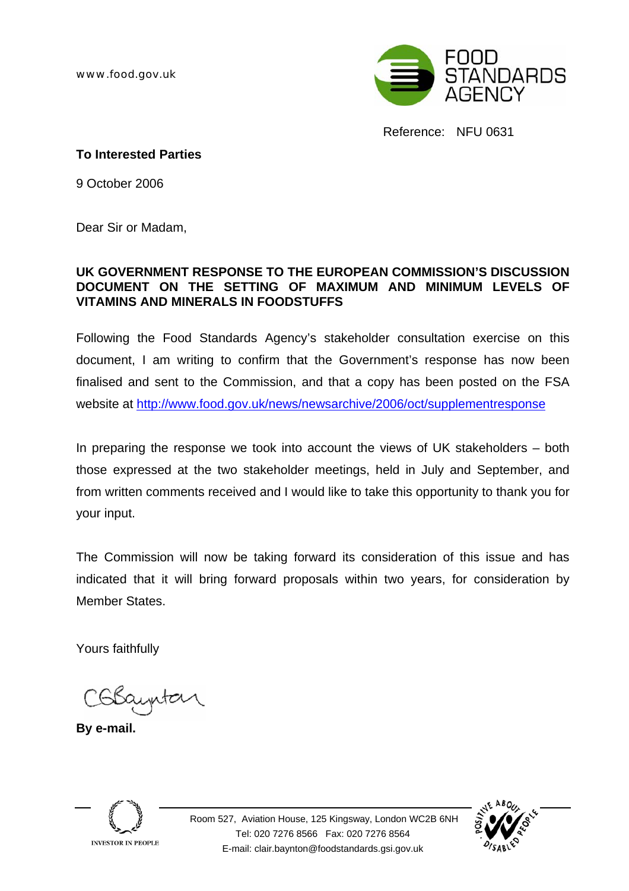www.food.gov.uk

FOOD STANDARDS AGENCY

Reference: NFU 0631

**To Interested Parties**

9 October 2006

Dear Sir or Madam,

**UK GOVERNMENT RESPONSE TO THE EUROPEAN COMMISSION'S DISCUSSION DOCUMENT ON THE SETTING OF MAXIMUM AND MINIMUM LEVELS OF VITAMINS AND MINERALS IN FOODSTUFFS**

Following the Food Standards Agency's stakeholder consultation exercise on this document, I am writing to confirm that the Government's response has now been finalised and sent to the Commission, and that a copy has been posted on the FSA website at http://www.food.gov.uk/news/newsarchive/2006/oct/supplementresponse

In preparing the response we took into account the views of UK stakeholders – both those expressed at the two stakeholder meetings, held in July and September, and from written comments received and I would like to take this opportunity to thank you for your input.

The Commission will now be taking forward its consideration of this issue and has indicated that it will bring forward proposals within two years, for consideration by Member States.

Yours faithfully

CGBaynton

**By e-mail.**

INVESTOR IN PEOPLE

Room 527, Aviation House, 125 Kingsway, London WC2B 6NH
Tel: 020 7276 8566 Fax: 020 7276 8564
E-mail: clair.baynton@foodstandards.gsi.gov.uk

POSITIVE ABOUT DISABLED PEOPLE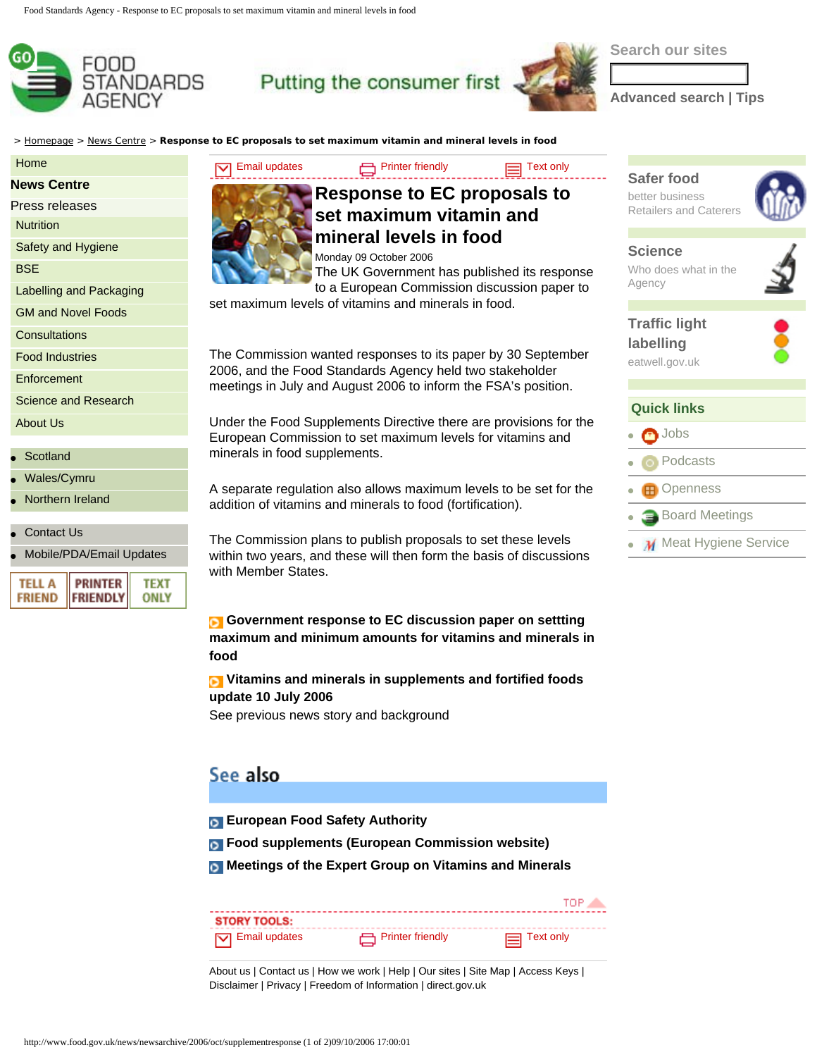> Homepage > News Centre > **Response to EC proposals to set maximum vitamin and mineral levels in food**

- Home
- **News Centre**
- Press releases
  - Nutrition
  - Safety and Hygiene
  - BSE
  - Labelling and Packaging
  - GM and Novel Foods
  - Consultations
  - Food Industries
  - Enforcement
  - Science and Research
  - About Us
- Scotland
- Wales/Cymru
- Northern Ireland
- Contact Us
- Mobile/PDA/Email Updates

Email updates | Printer friendly | Text only

# Response to EC proposals to set maximum vitamin and mineral levels in food

Monday 09 October 2006

The UK Government has published its response to a European Commission discussion paper to set maximum levels of vitamins and minerals in food.

The Commission wanted responses to its paper by 30 September 2006, and the Food Standards Agency held two stakeholder meetings in July and August 2006 to inform the FSA's position.

Under the Food Supplements Directive there are provisions for the European Commission to set maximum levels for vitamins and minerals in food supplements.

A separate regulation also allows maximum levels to be set for the addition of vitamins and minerals to food (fortification).

The Commission plans to publish proposals to set these levels within two years, and these will then form the basis of discussions with Member States.

**Government response to EC discussion paper on settting maximum and minimum amounts for vitamins and minerals in food**

**Vitamins and minerals in supplements and fortified foods update 10 July 2006**

See previous news story and background

## See also

- **European Food Safety Authority**
- **Food supplements (European Commission website)**
- **Meetings of the Expert Group on Vitamins and Minerals**

TOP

**STORY TOOLS:**

Email updates | Printer friendly | Text only

About us | Contact us | How we work | Help | Our sites | Site Map | Access Keys | Disclaimer | Privacy | Freedom of Information | direct.gov.uk

**Safer food**
better business
Retailers and Caterers

**Science**
Who does what in the Agency

**Traffic light labelling**
eatwell.gov.uk

**Quick links**

- Jobs
- Podcasts
- Openness
- Board Meetings
- Meat Hygiene Service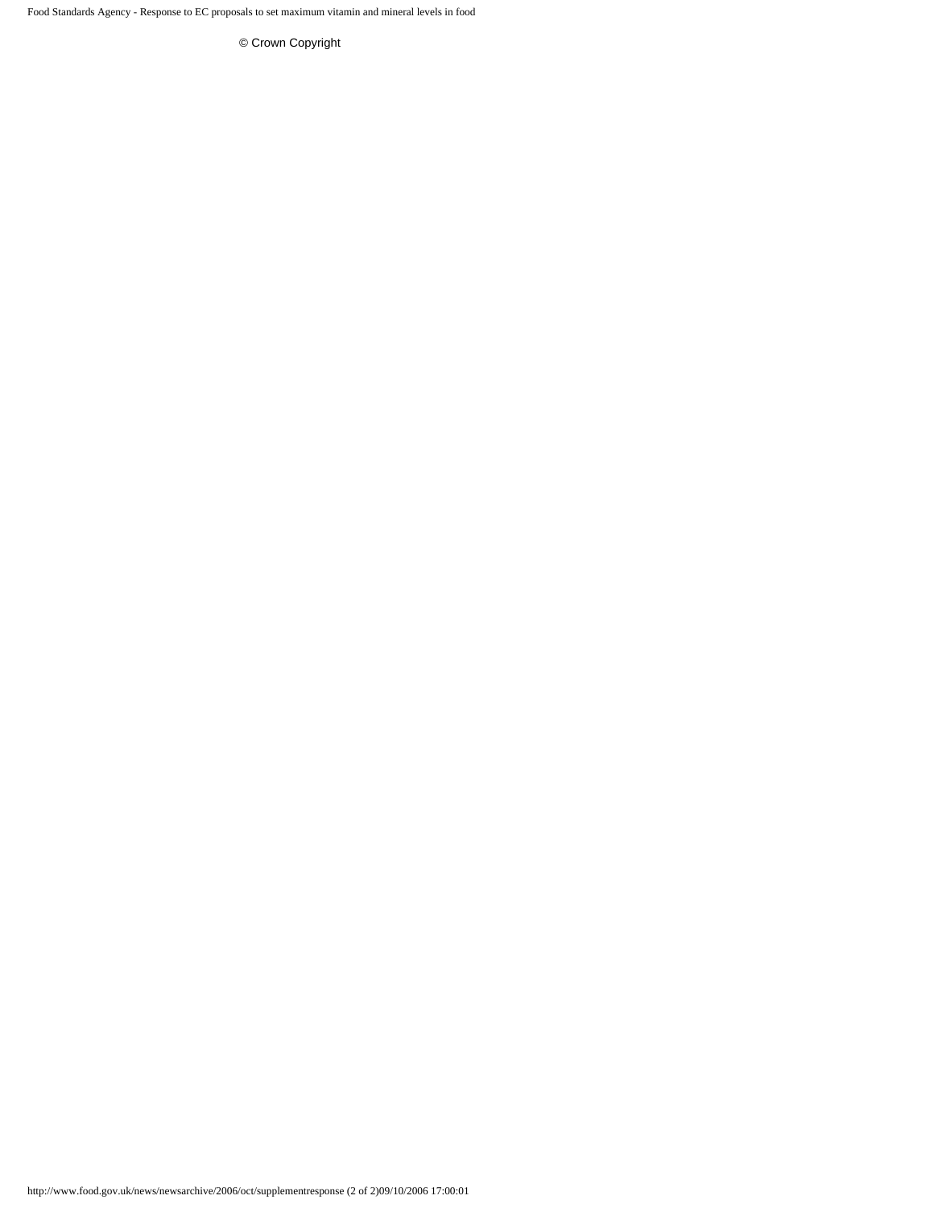© Crown Copyright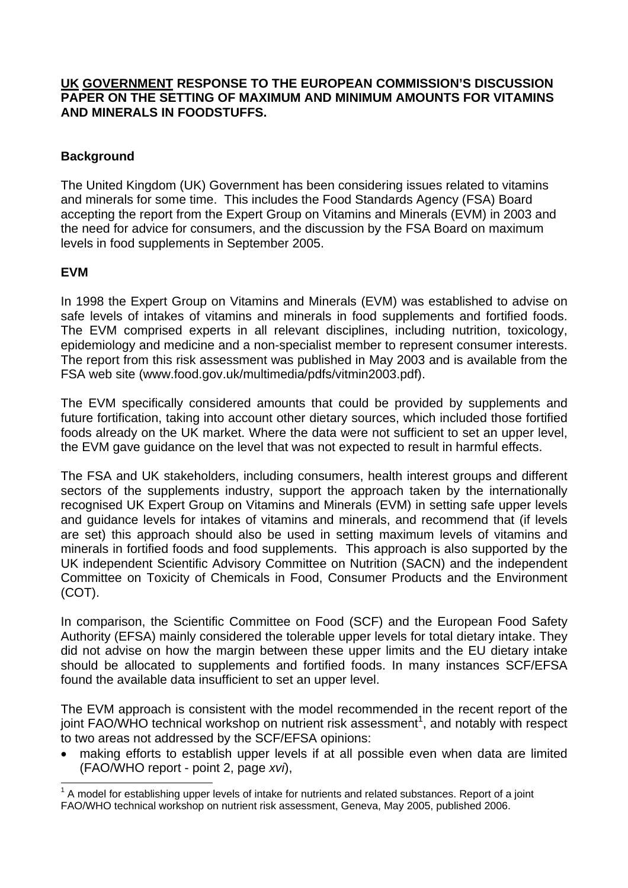**UK GOVERNMENT RESPONSE TO THE EUROPEAN COMMISSION'S DISCUSSION PAPER ON THE SETTING OF MAXIMUM AND MINIMUM AMOUNTS FOR VITAMINS AND MINERALS IN FOODSTUFFS.**

## Background

The United Kingdom (UK) Government has been considering issues related to vitamins and minerals for some time. This includes the Food Standards Agency (FSA) Board accepting the report from the Expert Group on Vitamins and Minerals (EVM) in 2003 and the need for advice for consumers, and the discussion by the FSA Board on maximum levels in food supplements in September 2005.

## EVM

In 1998 the Expert Group on Vitamins and Minerals (EVM) was established to advise on safe levels of intakes of vitamins and minerals in food supplements and fortified foods. The EVM comprised experts in all relevant disciplines, including nutrition, toxicology, epidemiology and medicine and a non-specialist member to represent consumer interests. The report from this risk assessment was published in May 2003 and is available from the FSA web site (www.food.gov.uk/multimedia/pdfs/vitmin2003.pdf).

The EVM specifically considered amounts that could be provided by supplements and future fortification, taking into account other dietary sources, which included those fortified foods already on the UK market. Where the data were not sufficient to set an upper level, the EVM gave guidance on the level that was not expected to result in harmful effects.

The FSA and UK stakeholders, including consumers, health interest groups and different sectors of the supplements industry, support the approach taken by the internationally recognised UK Expert Group on Vitamins and Minerals (EVM) in setting safe upper levels and guidance levels for intakes of vitamins and minerals, and recommend that (if levels are set) this approach should also be used in setting maximum levels of vitamins and minerals in fortified foods and food supplements. This approach is also supported by the UK independent Scientific Advisory Committee on Nutrition (SACN) and the independent Committee on Toxicity of Chemicals in Food, Consumer Products and the Environment (COT).

In comparison, the Scientific Committee on Food (SCF) and the European Food Safety Authority (EFSA) mainly considered the tolerable upper levels for total dietary intake. They did not advise on how the margin between these upper limits and the EU dietary intake should be allocated to supplements and fortified foods. In many instances SCF/EFSA found the available data insufficient to set an upper level.

The EVM approach is consistent with the model recommended in the recent report of the joint FAO/WHO technical workshop on nutrient risk assessment[1], and notably with respect to two areas not addressed by the SCF/EFSA opinions:

- making efforts to establish upper levels if at all possible even when data are limited (FAO/WHO report - point 2, page *xvi*),

[1] A model for establishing upper levels of intake for nutrients and related substances. Report of a joint FAO/WHO technical workshop on nutrient risk assessment, Geneva, May 2005, published 2006.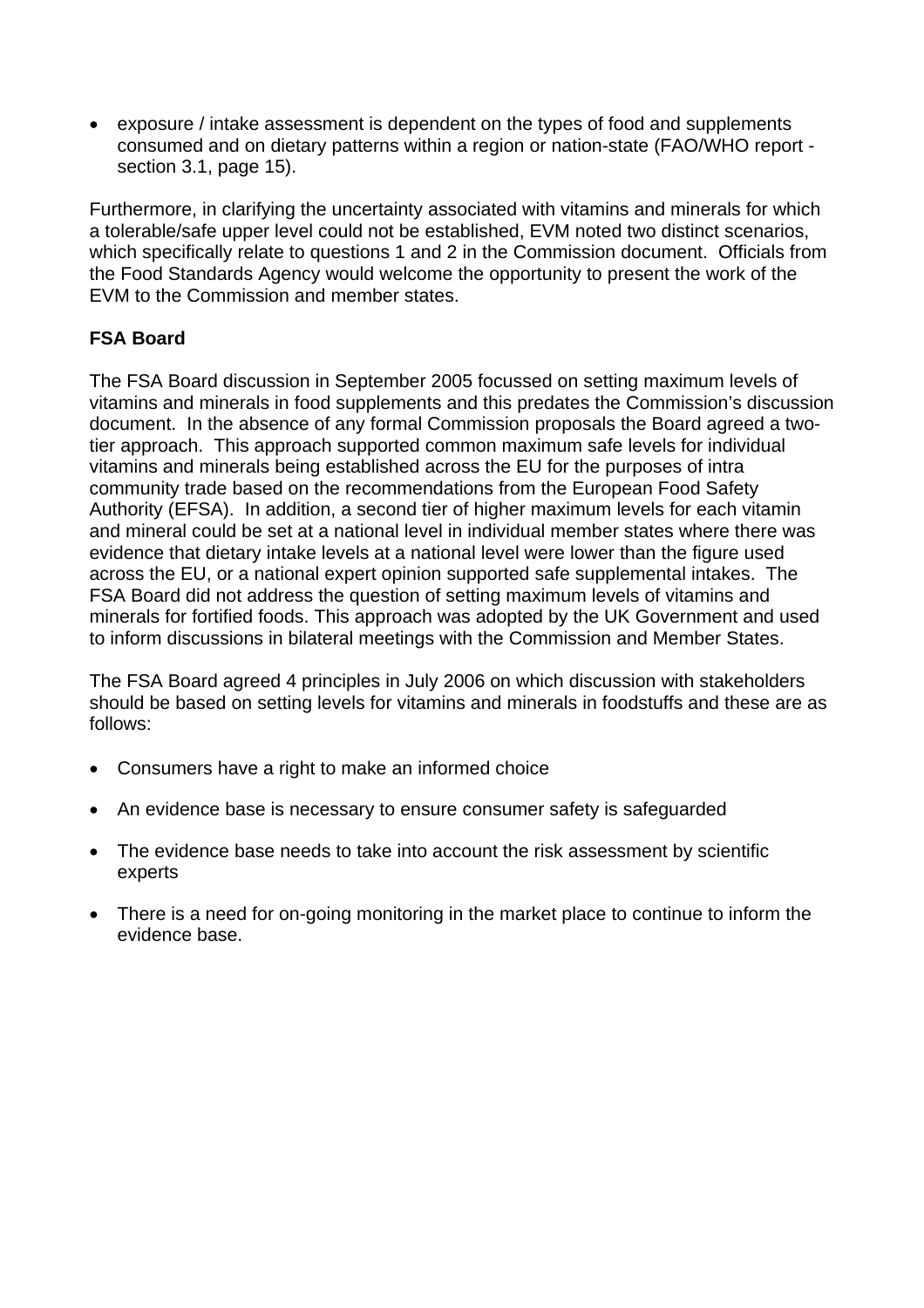- exposure / intake assessment is dependent on the types of food and supplements consumed and on dietary patterns within a region or nation-state (FAO/WHO report - section 3.1, page 15).

Furthermore, in clarifying the uncertainty associated with vitamins and minerals for which a tolerable/safe upper level could not be established, EVM noted two distinct scenarios, which specifically relate to questions 1 and 2 in the Commission document. Officials from the Food Standards Agency would welcome the opportunity to present the work of the EVM to the Commission and member states.

**FSA Board**

The FSA Board discussion in September 2005 focussed on setting maximum levels of vitamins and minerals in food supplements and this predates the Commission's discussion document. In the absence of any formal Commission proposals the Board agreed a two-tier approach. This approach supported common maximum safe levels for individual vitamins and minerals being established across the EU for the purposes of intra community trade based on the recommendations from the European Food Safety Authority (EFSA). In addition, a second tier of higher maximum levels for each vitamin and mineral could be set at a national level in individual member states where there was evidence that dietary intake levels at a national level were lower than the figure used across the EU, or a national expert opinion supported safe supplemental intakes. The FSA Board did not address the question of setting maximum levels of vitamins and minerals for fortified foods. This approach was adopted by the UK Government and used to inform discussions in bilateral meetings with the Commission and Member States.

The FSA Board agreed 4 principles in July 2006 on which discussion with stakeholders should be based on setting levels for vitamins and minerals in foodstuffs and these are as follows:

- Consumers have a right to make an informed choice
- An evidence base is necessary to ensure consumer safety is safeguarded
- The evidence base needs to take into account the risk assessment by scientific experts
- There is a need for on-going monitoring in the market place to continue to inform the evidence base.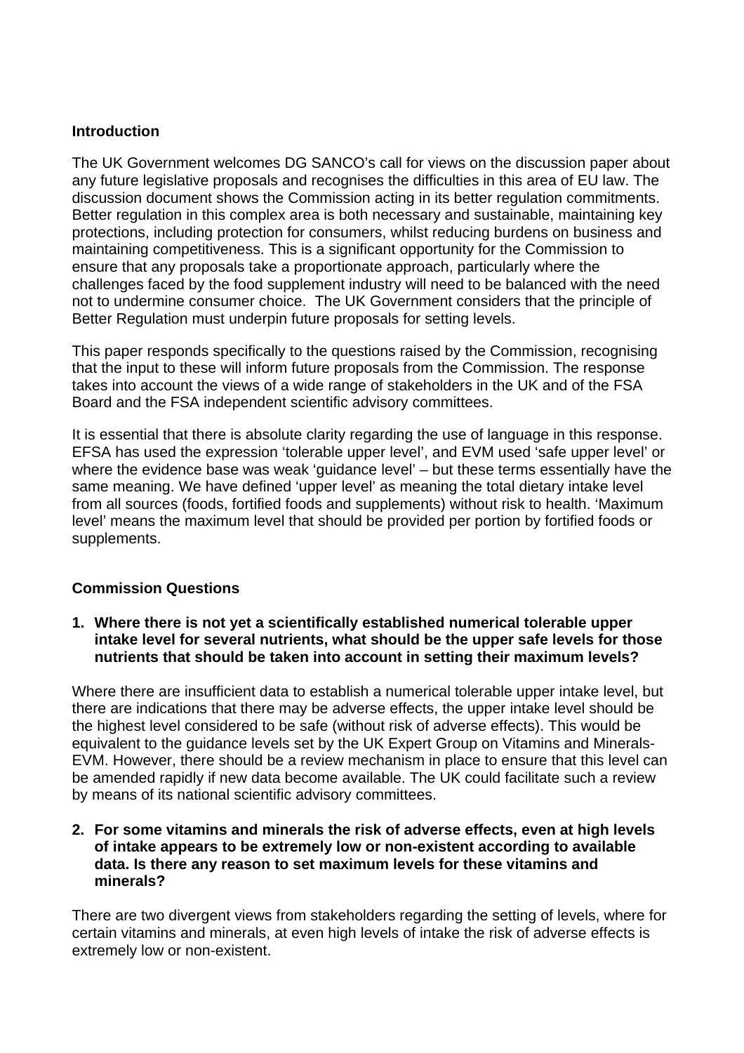**Introduction**

The UK Government welcomes DG SANCO's call for views on the discussion paper about any future legislative proposals and recognises the difficulties in this area of EU law. The discussion document shows the Commission acting in its better regulation commitments. Better regulation in this complex area is both necessary and sustainable, maintaining key protections, including protection for consumers, whilst reducing burdens on business and maintaining competitiveness. This is a significant opportunity for the Commission to ensure that any proposals take a proportionate approach, particularly where the challenges faced by the food supplement industry will need to be balanced with the need not to undermine consumer choice. The UK Government considers that the principle of Better Regulation must underpin future proposals for setting levels.

This paper responds specifically to the questions raised by the Commission, recognising that the input to these will inform future proposals from the Commission. The response takes into account the views of a wide range of stakeholders in the UK and of the FSA Board and the FSA independent scientific advisory committees.

It is essential that there is absolute clarity regarding the use of language in this response. EFSA has used the expression 'tolerable upper level', and EVM used 'safe upper level' or where the evidence base was weak 'guidance level' – but these terms essentially have the same meaning. We have defined 'upper level' as meaning the total dietary intake level from all sources (foods, fortified foods and supplements) without risk to health. 'Maximum level' means the maximum level that should be provided per portion by fortified foods or supplements.

**Commission Questions**

1. **Where there is not yet a scientifically established numerical tolerable upper intake level for several nutrients, what should be the upper safe levels for those nutrients that should be taken into account in setting their maximum levels?**

Where there are insufficient data to establish a numerical tolerable upper intake level, but there are indications that there may be adverse effects, the upper intake level should be the highest level considered to be safe (without risk of adverse effects). This would be equivalent to the guidance levels set by the UK Expert Group on Vitamins and Minerals-EVM. However, there should be a review mechanism in place to ensure that this level can be amended rapidly if new data become available. The UK could facilitate such a review by means of its national scientific advisory committees.

2. **For some vitamins and minerals the risk of adverse effects, even at high levels of intake appears to be extremely low or non-existent according to available data. Is there any reason to set maximum levels for these vitamins and minerals?**

There are two divergent views from stakeholders regarding the setting of levels, where for certain vitamins and minerals, at even high levels of intake the risk of adverse effects is extremely low or non-existent.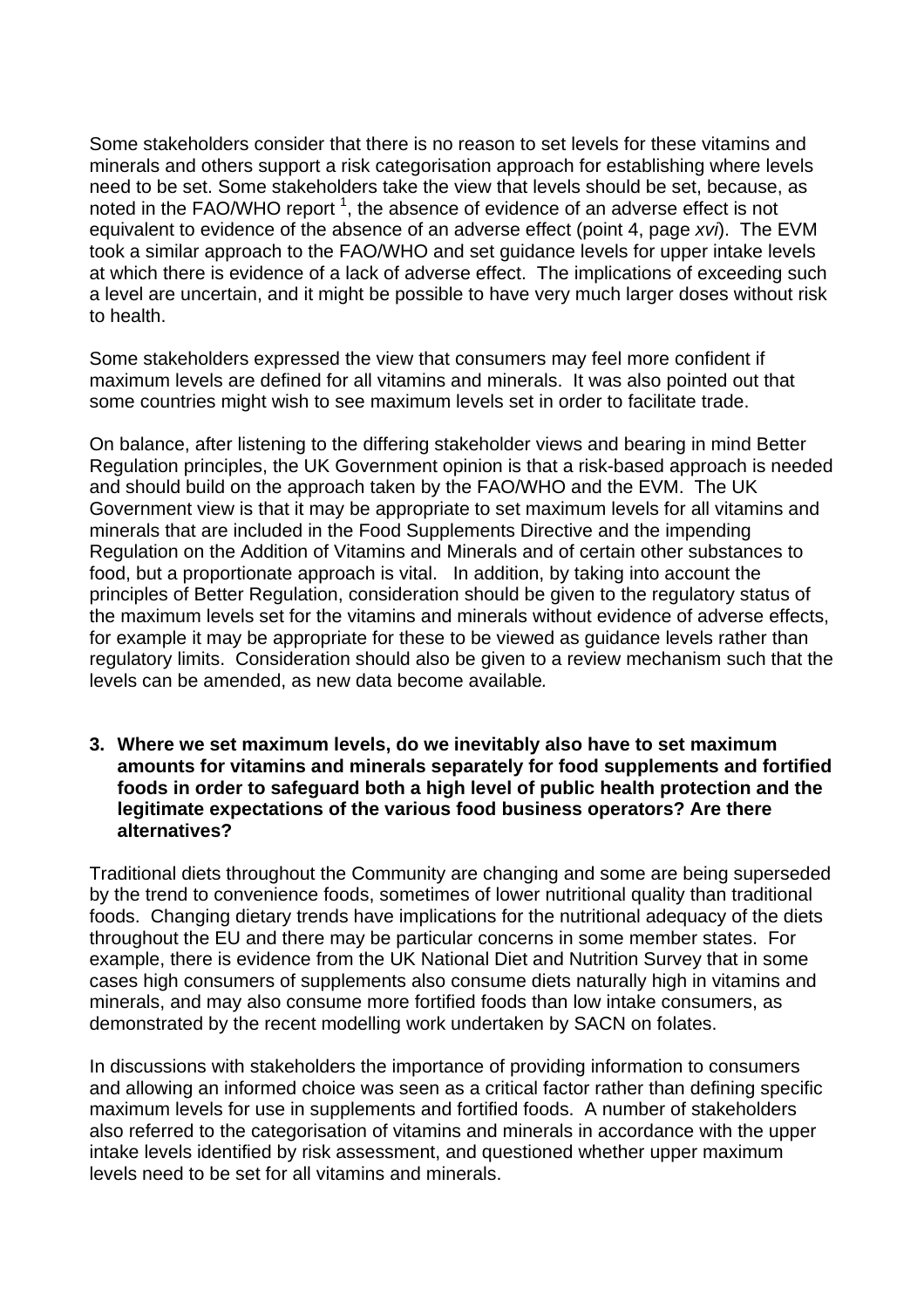Some stakeholders consider that there is no reason to set levels for these vitamins and minerals and others support a risk categorisation approach for establishing where levels need to be set. Some stakeholders take the view that levels should be set, because, as noted in the FAO/WHO report [1], the absence of evidence of an adverse effect is not equivalent to evidence of the absence of an adverse effect (point 4, page *xvi*). The EVM took a similar approach to the FAO/WHO and set guidance levels for upper intake levels at which there is evidence of a lack of adverse effect. The implications of exceeding such a level are uncertain, and it might be possible to have very much larger doses without risk to health.

Some stakeholders expressed the view that consumers may feel more confident if maximum levels are defined for all vitamins and minerals. It was also pointed out that some countries might wish to see maximum levels set in order to facilitate trade.

On balance, after listening to the differing stakeholder views and bearing in mind Better Regulation principles, the UK Government opinion is that a risk-based approach is needed and should build on the approach taken by the FAO/WHO and the EVM. The UK Government view is that it may be appropriate to set maximum levels for all vitamins and minerals that are included in the Food Supplements Directive and the impending Regulation on the Addition of Vitamins and Minerals and of certain other substances to food, but a proportionate approach is vital. In addition, by taking into account the principles of Better Regulation, consideration should be given to the regulatory status of the maximum levels set for the vitamins and minerals without evidence of adverse effects, for example it may be appropriate for these to be viewed as guidance levels rather than regulatory limits. Consideration should also be given to a review mechanism such that the levels can be amended, as new data become available.

**3. Where we set maximum levels, do we inevitably also have to set maximum amounts for vitamins and minerals separately for food supplements and fortified foods in order to safeguard both a high level of public health protection and the legitimate expectations of the various food business operators? Are there alternatives?**

Traditional diets throughout the Community are changing and some are being superseded by the trend to convenience foods, sometimes of lower nutritional quality than traditional foods. Changing dietary trends have implications for the nutritional adequacy of the diets throughout the EU and there may be particular concerns in some member states. For example, there is evidence from the UK National Diet and Nutrition Survey that in some cases high consumers of supplements also consume diets naturally high in vitamins and minerals, and may also consume more fortified foods than low intake consumers, as demonstrated by the recent modelling work undertaken by SACN on folates.

In discussions with stakeholders the importance of providing information to consumers and allowing an informed choice was seen as a critical factor rather than defining specific maximum levels for use in supplements and fortified foods. A number of stakeholders also referred to the categorisation of vitamins and minerals in accordance with the upper intake levels identified by risk assessment, and questioned whether upper maximum levels need to be set for all vitamins and minerals.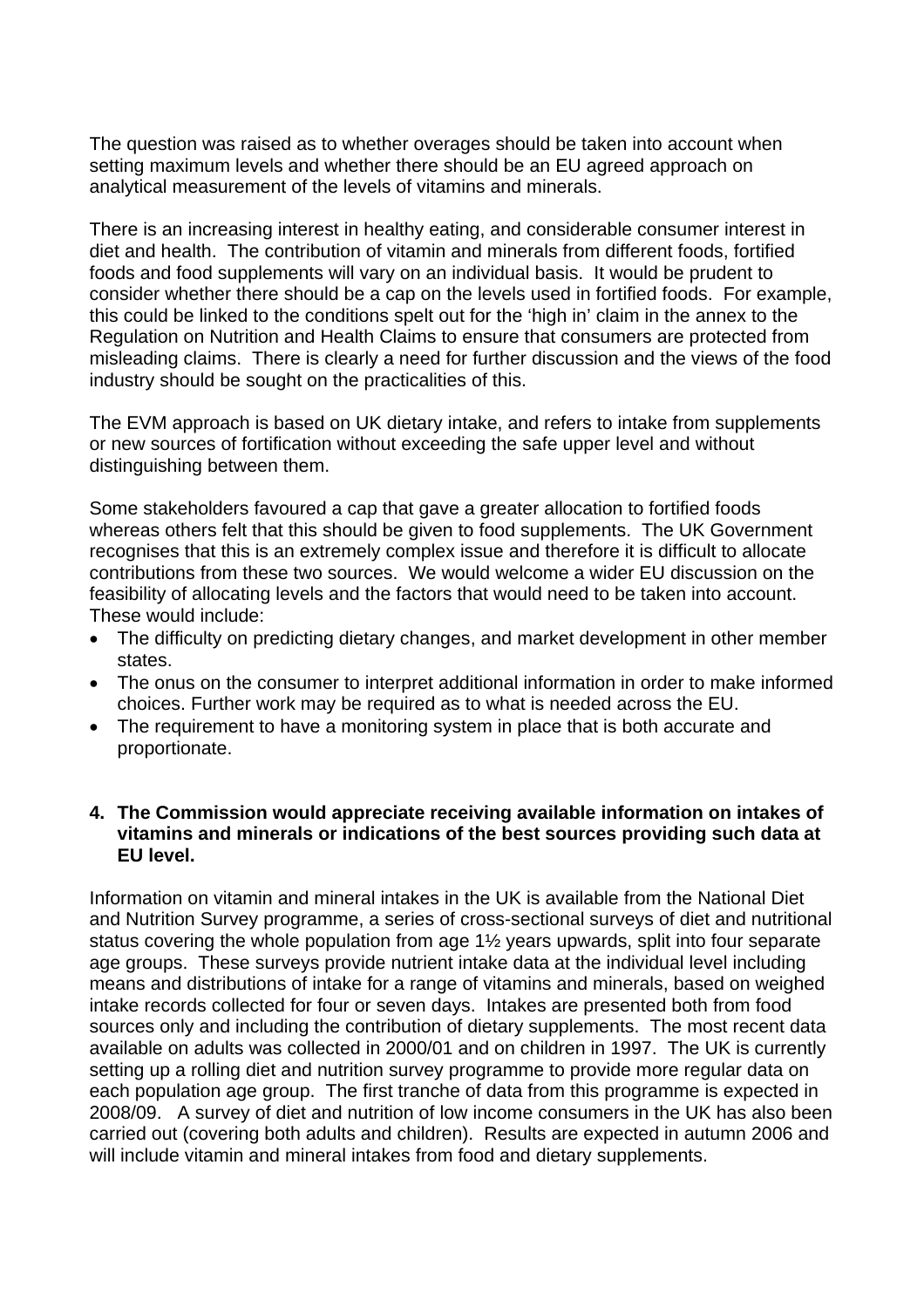The question was raised as to whether overages should be taken into account when setting maximum levels and whether there should be an EU agreed approach on analytical measurement of the levels of vitamins and minerals.

There is an increasing interest in healthy eating, and considerable consumer interest in diet and health. The contribution of vitamin and minerals from different foods, fortified foods and food supplements will vary on an individual basis. It would be prudent to consider whether there should be a cap on the levels used in fortified foods. For example, this could be linked to the conditions spelt out for the 'high in' claim in the annex to the Regulation on Nutrition and Health Claims to ensure that consumers are protected from misleading claims. There is clearly a need for further discussion and the views of the food industry should be sought on the practicalities of this.

The EVM approach is based on UK dietary intake, and refers to intake from supplements or new sources of fortification without exceeding the safe upper level and without distinguishing between them.

Some stakeholders favoured a cap that gave a greater allocation to fortified foods whereas others felt that this should be given to food supplements. The UK Government recognises that this is an extremely complex issue and therefore it is difficult to allocate contributions from these two sources. We would welcome a wider EU discussion on the feasibility of allocating levels and the factors that would need to be taken into account. These would include:

- The difficulty on predicting dietary changes, and market development in other member states.
- The onus on the consumer to interpret additional information in order to make informed choices. Further work may be required as to what is needed across the EU.
- The requirement to have a monitoring system in place that is both accurate and proportionate.

**4. The Commission would appreciate receiving available information on intakes of vitamins and minerals or indications of the best sources providing such data at EU level.**

Information on vitamin and mineral intakes in the UK is available from the National Diet and Nutrition Survey programme, a series of cross-sectional surveys of diet and nutritional status covering the whole population from age 1½ years upwards, split into four separate age groups. These surveys provide nutrient intake data at the individual level including means and distributions of intake for a range of vitamins and minerals, based on weighed intake records collected for four or seven days. Intakes are presented both from food sources only and including the contribution of dietary supplements. The most recent data available on adults was collected in 2000/01 and on children in 1997. The UK is currently setting up a rolling diet and nutrition survey programme to provide more regular data on each population age group. The first tranche of data from this programme is expected in 2008/09. A survey of diet and nutrition of low income consumers in the UK has also been carried out (covering both adults and children). Results are expected in autumn 2006 and will include vitamin and mineral intakes from food and dietary supplements.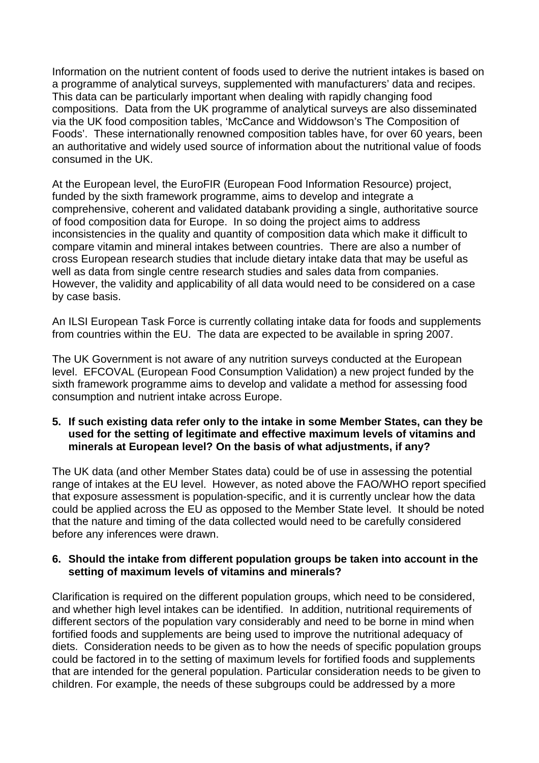Information on the nutrient content of foods used to derive the nutrient intakes is based on a programme of analytical surveys, supplemented with manufacturers' data and recipes. This data can be particularly important when dealing with rapidly changing food compositions. Data from the UK programme of analytical surveys are also disseminated via the UK food composition tables, 'McCance and Widdowson's The Composition of Foods'. These internationally renowned composition tables have, for over 60 years, been an authoritative and widely used source of information about the nutritional value of foods consumed in the UK.

At the European level, the EuroFIR (European Food Information Resource) project, funded by the sixth framework programme, aims to develop and integrate a comprehensive, coherent and validated databank providing a single, authoritative source of food composition data for Europe. In so doing the project aims to address inconsistencies in the quality and quantity of composition data which make it difficult to compare vitamin and mineral intakes between countries. There are also a number of cross European research studies that include dietary intake data that may be useful as well as data from single centre research studies and sales data from companies. However, the validity and applicability of all data would need to be considered on a case by case basis.

An ILSI European Task Force is currently collating intake data for foods and supplements from countries within the EU. The data are expected to be available in spring 2007.

The UK Government is not aware of any nutrition surveys conducted at the European level. EFCOVAL (European Food Consumption Validation) a new project funded by the sixth framework programme aims to develop and validate a method for assessing food consumption and nutrient intake across Europe.

**5. If such existing data refer only to the intake in some Member States, can they be used for the setting of legitimate and effective maximum levels of vitamins and minerals at European level? On the basis of what adjustments, if any?**

The UK data (and other Member States data) could be of use in assessing the potential range of intakes at the EU level. However, as noted above the FAO/WHO report specified that exposure assessment is population-specific, and it is currently unclear how the data could be applied across the EU as opposed to the Member State level. It should be noted that the nature and timing of the data collected would need to be carefully considered before any inferences were drawn.

**6. Should the intake from different population groups be taken into account in the setting of maximum levels of vitamins and minerals?**

Clarification is required on the different population groups, which need to be considered, and whether high level intakes can be identified. In addition, nutritional requirements of different sectors of the population vary considerably and need to be borne in mind when fortified foods and supplements are being used to improve the nutritional adequacy of diets. Consideration needs to be given as to how the needs of specific population groups could be factored in to the setting of maximum levels for fortified foods and supplements that are intended for the general population. Particular consideration needs to be given to children. For example, the needs of these subgroups could be addressed by a more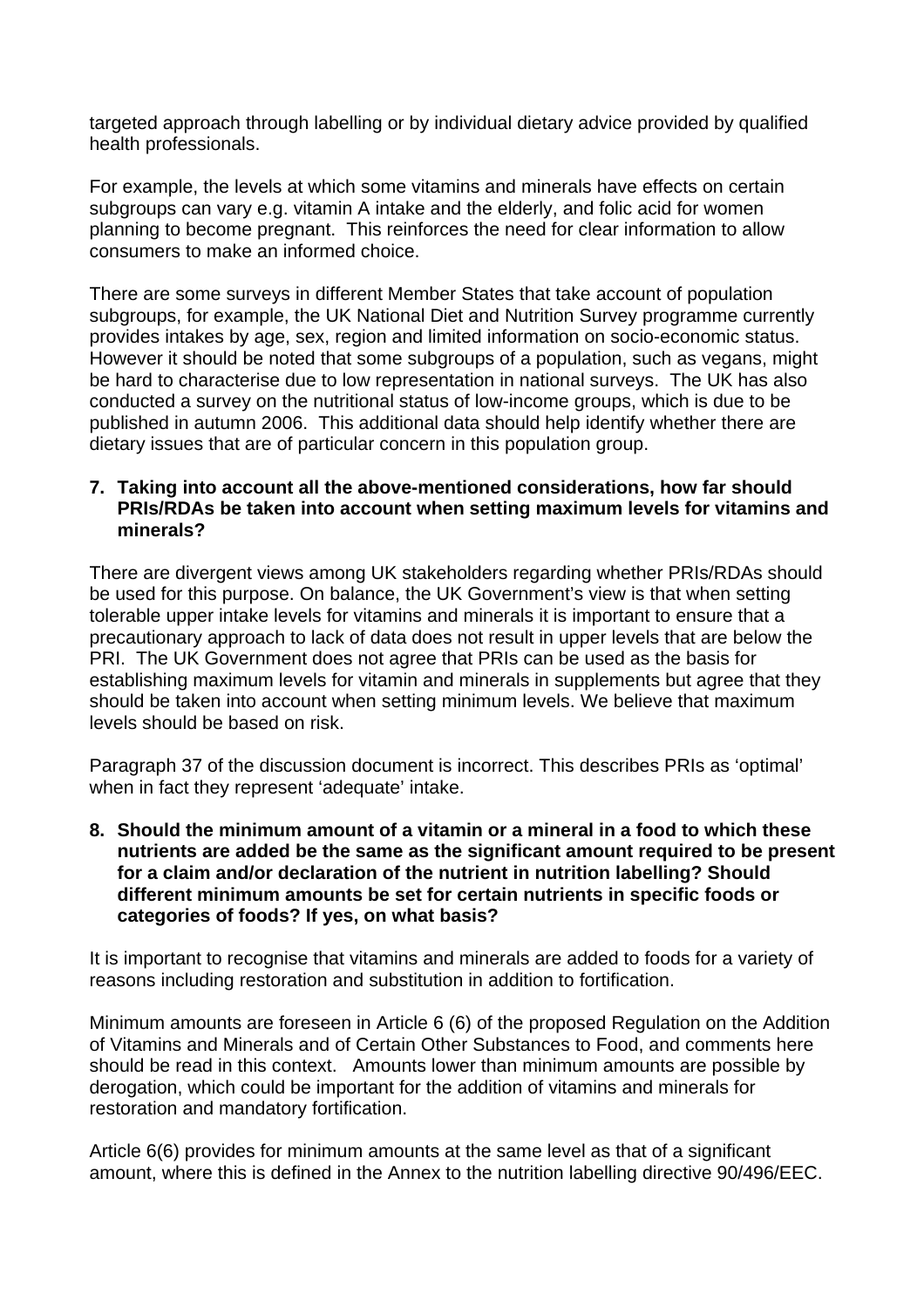targeted approach through labelling or by individual dietary advice provided by qualified health professionals.

For example, the levels at which some vitamins and minerals have effects on certain subgroups can vary e.g. vitamin A intake and the elderly, and folic acid for women planning to become pregnant. This reinforces the need for clear information to allow consumers to make an informed choice.

There are some surveys in different Member States that take account of population subgroups, for example, the UK National Diet and Nutrition Survey programme currently provides intakes by age, sex, region and limited information on socio-economic status. However it should be noted that some subgroups of a population, such as vegans, might be hard to characterise due to low representation in national surveys. The UK has also conducted a survey on the nutritional status of low-income groups, which is due to be published in autumn 2006. This additional data should help identify whether there are dietary issues that are of particular concern in this population group.

**7. Taking into account all the above-mentioned considerations, how far should PRIs/RDAs be taken into account when setting maximum levels for vitamins and minerals?**

There are divergent views among UK stakeholders regarding whether PRIs/RDAs should be used for this purpose. On balance, the UK Government's view is that when setting tolerable upper intake levels for vitamins and minerals it is important to ensure that a precautionary approach to lack of data does not result in upper levels that are below the PRI. The UK Government does not agree that PRIs can be used as the basis for establishing maximum levels for vitamin and minerals in supplements but agree that they should be taken into account when setting minimum levels. We believe that maximum levels should be based on risk.

Paragraph 37 of the discussion document is incorrect. This describes PRIs as 'optimal' when in fact they represent 'adequate' intake.

**8. Should the minimum amount of a vitamin or a mineral in a food to which these nutrients are added be the same as the significant amount required to be present for a claim and/or declaration of the nutrient in nutrition labelling? Should different minimum amounts be set for certain nutrients in specific foods or categories of foods? If yes, on what basis?**

It is important to recognise that vitamins and minerals are added to foods for a variety of reasons including restoration and substitution in addition to fortification.

Minimum amounts are foreseen in Article 6 (6) of the proposed Regulation on the Addition of Vitamins and Minerals and of Certain Other Substances to Food, and comments here should be read in this context. Amounts lower than minimum amounts are possible by derogation, which could be important for the addition of vitamins and minerals for restoration and mandatory fortification.

Article 6(6) provides for minimum amounts at the same level as that of a significant amount, where this is defined in the Annex to the nutrition labelling directive 90/496/EEC.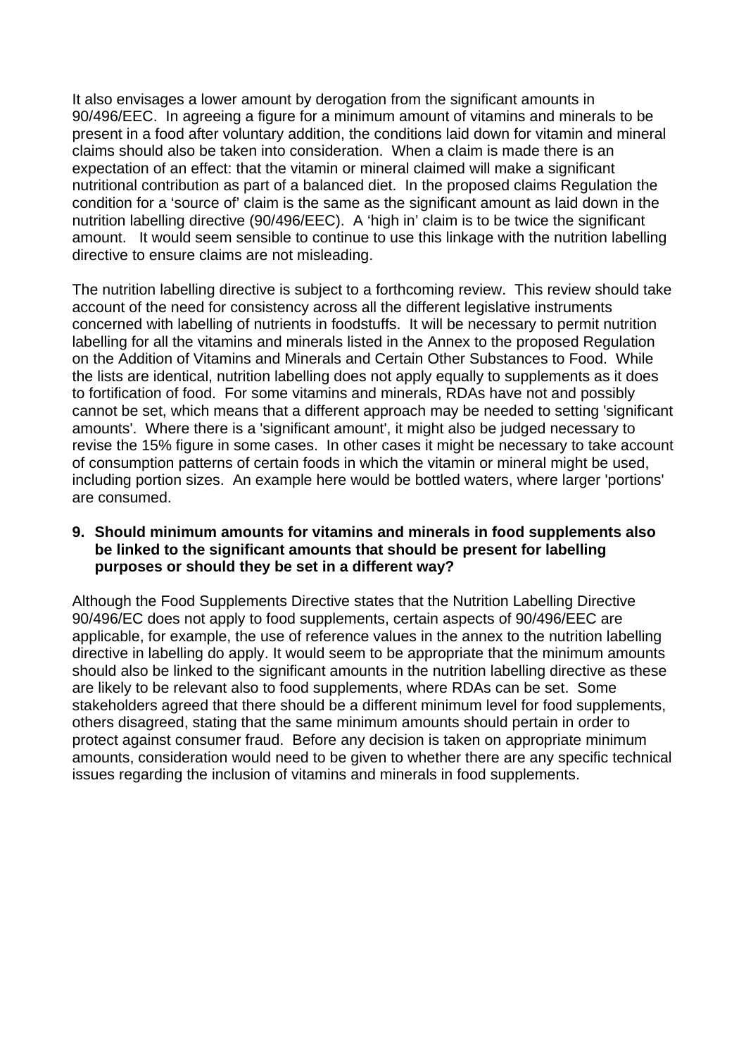It also envisages a lower amount by derogation from the significant amounts in 90/496/EEC. In agreeing a figure for a minimum amount of vitamins and minerals to be present in a food after voluntary addition, the conditions laid down for vitamin and mineral claims should also be taken into consideration. When a claim is made there is an expectation of an effect: that the vitamin or mineral claimed will make a significant nutritional contribution as part of a balanced diet. In the proposed claims Regulation the condition for a 'source of' claim is the same as the significant amount as laid down in the nutrition labelling directive (90/496/EEC). A 'high in' claim is to be twice the significant amount. It would seem sensible to continue to use this linkage with the nutrition labelling directive to ensure claims are not misleading.

The nutrition labelling directive is subject to a forthcoming review. This review should take account of the need for consistency across all the different legislative instruments concerned with labelling of nutrients in foodstuffs. It will be necessary to permit nutrition labelling for all the vitamins and minerals listed in the Annex to the proposed Regulation on the Addition of Vitamins and Minerals and Certain Other Substances to Food. While the lists are identical, nutrition labelling does not apply equally to supplements as it does to fortification of food. For some vitamins and minerals, RDAs have not and possibly cannot be set, which means that a different approach may be needed to setting 'significant amounts'. Where there is a 'significant amount', it might also be judged necessary to revise the 15% figure in some cases. In other cases it might be necessary to take account of consumption patterns of certain foods in which the vitamin or mineral might be used, including portion sizes. An example here would be bottled waters, where larger 'portions' are consumed.

**9. Should minimum amounts for vitamins and minerals in food supplements also be linked to the significant amounts that should be present for labelling purposes or should they be set in a different way?**

Although the Food Supplements Directive states that the Nutrition Labelling Directive 90/496/EC does not apply to food supplements, certain aspects of 90/496/EEC are applicable, for example, the use of reference values in the annex to the nutrition labelling directive in labelling do apply. It would seem to be appropriate that the minimum amounts should also be linked to the significant amounts in the nutrition labelling directive as these are likely to be relevant also to food supplements, where RDAs can be set. Some stakeholders agreed that there should be a different minimum level for food supplements, others disagreed, stating that the same minimum amounts should pertain in order to protect against consumer fraud. Before any decision is taken on appropriate minimum amounts, consideration would need to be given to whether there are any specific technical issues regarding the inclusion of vitamins and minerals in food supplements.